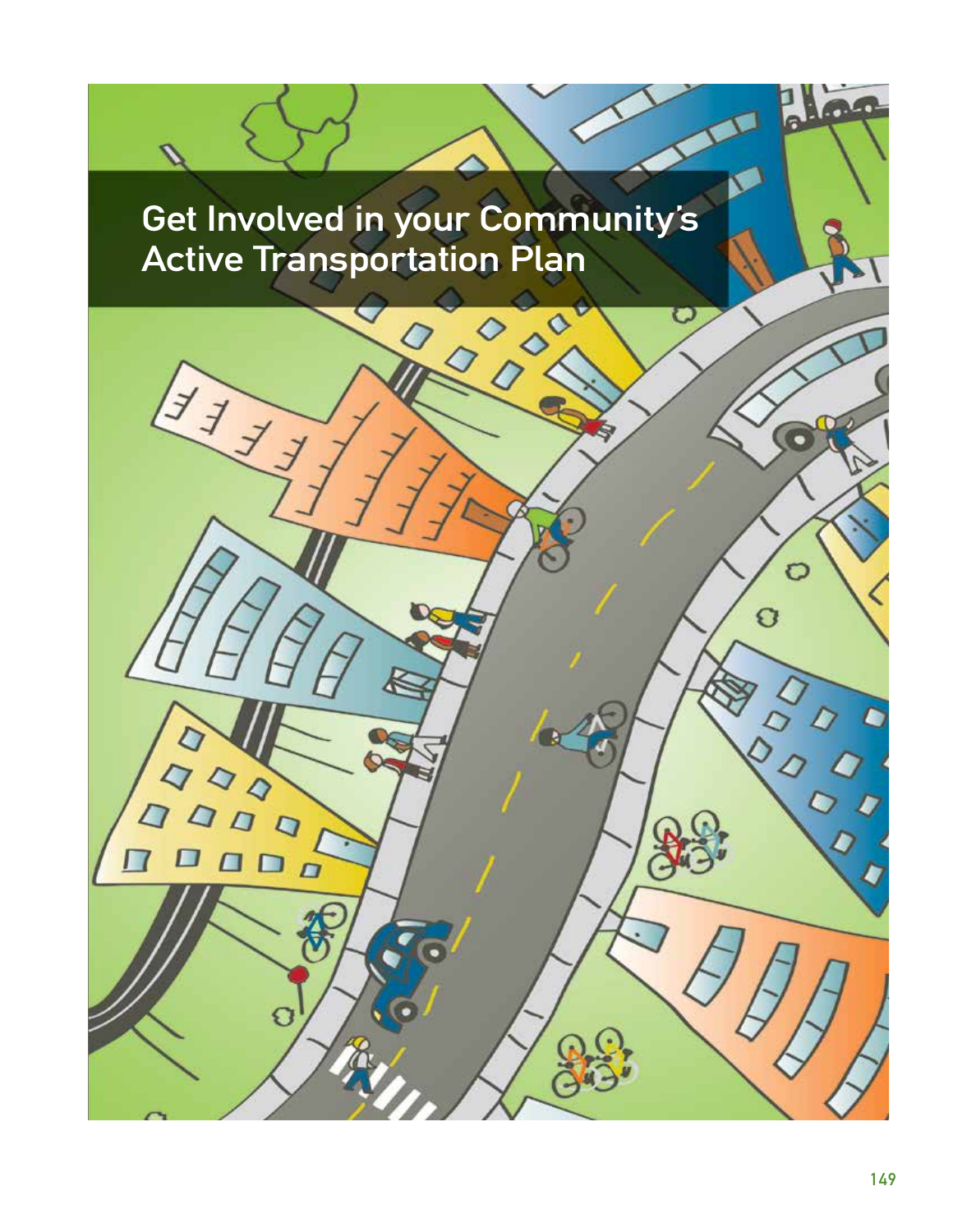# Get Involved in your Community's Active Transportation Plan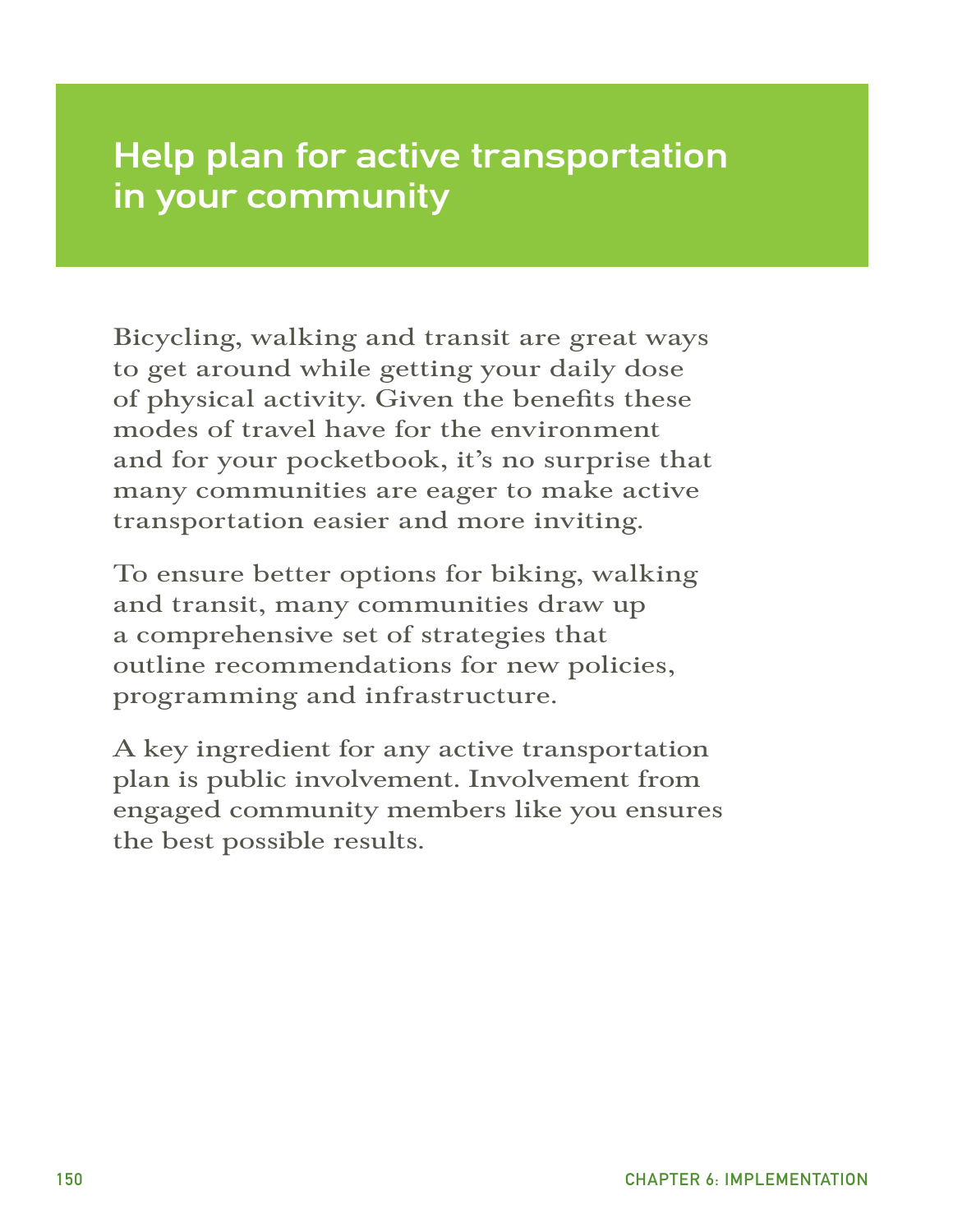# Help plan for active transportation in your community

Bicycling, walking and transit are great ways to get around while getting your daily dose of physical activity. Given the benefits these modes of travel have for the environment and for your pocketbook, it's no surprise that many communities are eager to make active transportation easier and more inviting.

To ensure better options for biking, walking and transit, many communities draw up a comprehensive set of strategies that outline recommendations for new policies, programming and infrastructure.

A key ingredient for any active transportation plan is public involvement. Involvement from engaged community members like you ensures the best possible results.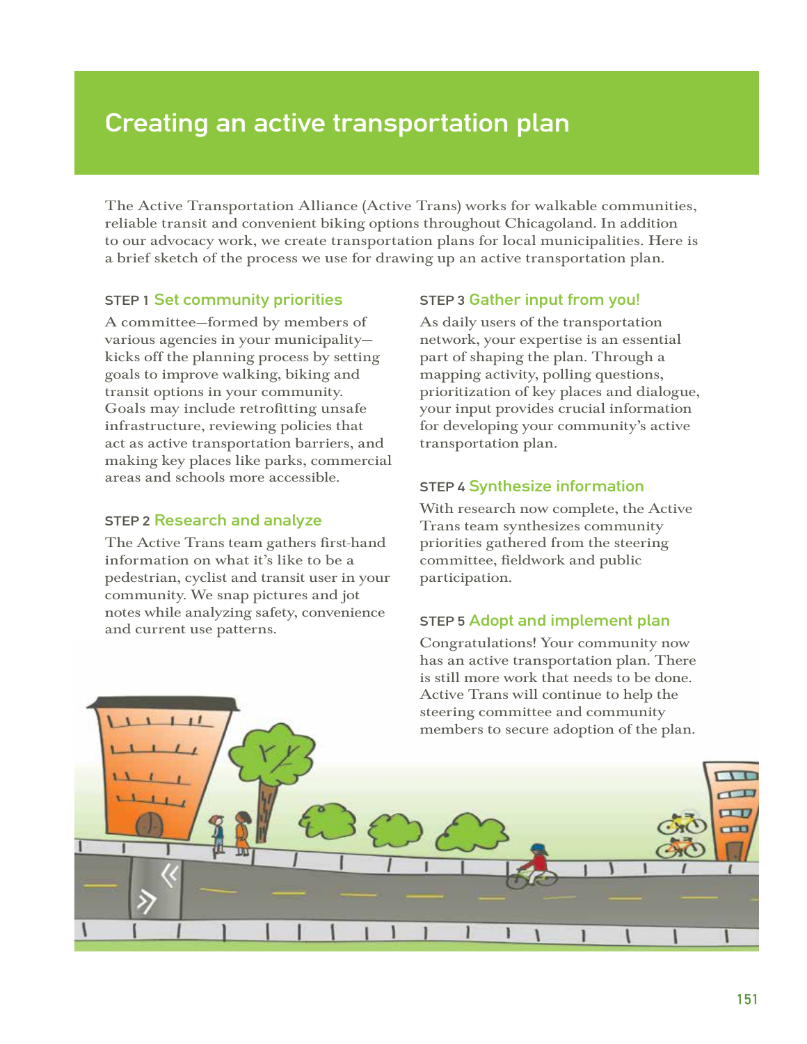# Creating an active transportation plan

The Active Transportation Alliance (Active Trans) works for walkable communities, reliable transit and convenient biking options throughout Chicagoland. In addition to our advocacy work, we create transportation plans for local municipalities. Here is a brief sketch of the process we use for drawing up an active transportation plan.

### STEP 1 Set community priorities

A committee—formed by members of various agencies in your municipality—kicks off the planning process by setting goals to improve walking, biking and transit options in your community. Goals may include retrofitting unsafe infrastructure, reviewing policies that act as active transportation barriers, and making key places like parks, commercial areas and schools more accessible.

### STEP 2 Research and analyze

The Active Trans team gathers first-hand information on what it's like to be a pedestrian, cyclist and transit user in your community. We snap pictures and jot notes while analyzing safety, convenience and current use patterns.

### STEP 3 Gather input from you!

As daily users of the transportation network, your expertise is an essential part of shaping the plan. Through a mapping activity, polling questions, prioritization of key places and dialogue, your input provides crucial information for developing your community's active transportation plan.

### STEP 4 Synthesize information

With research now complete, the Active Trans team synthesizes community priorities gathered from the steering committee, fieldwork and public participation.

### STEP 5 Adopt and implement plan

Congratulations! Your community now has an active transportation plan. There is still more work that needs to be done. Active Trans will continue to help the steering committee and community members to secure adoption of the plan.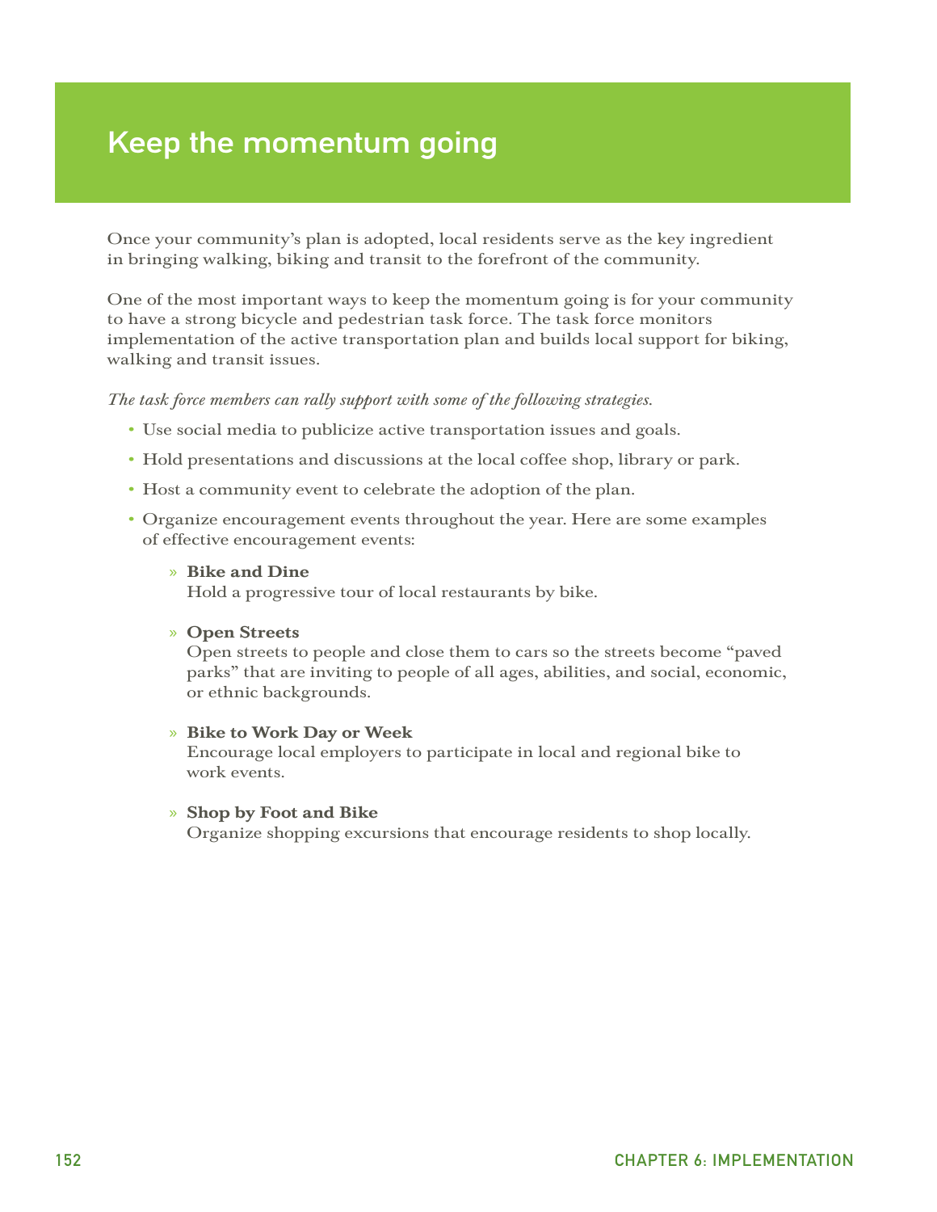# Keep the momentum going

Once your community's plan is adopted, local residents serve as the key ingredient in bringing walking, biking and transit to the forefront of the community.

One of the most important ways to keep the momentum going is for your community to have a strong bicycle and pedestrian task force. The task force monitors implementation of the active transportation plan and builds local support for biking, walking and transit issues.

*The task force members can rally support with some of the following strategies.*

- Use social media to publicize active transportation issues and goals.
- Hold presentations and discussions at the local coffee shop, library or park.
- Host a community event to celebrate the adoption of the plan.
- Organize encouragement events throughout the year. Here are some examples of effective encouragement events:
  - **Bike and Dine**
    Hold a progressive tour of local restaurants by bike.
  - **Open Streets**
    Open streets to people and close them to cars so the streets become "paved parks" that are inviting to people of all ages, abilities, and social, economic, or ethnic backgrounds.
  - **Bike to Work Day or Week**
    Encourage local employers to participate in local and regional bike to work events.
  - **Shop by Foot and Bike**
    Organize shopping excursions that encourage residents to shop locally.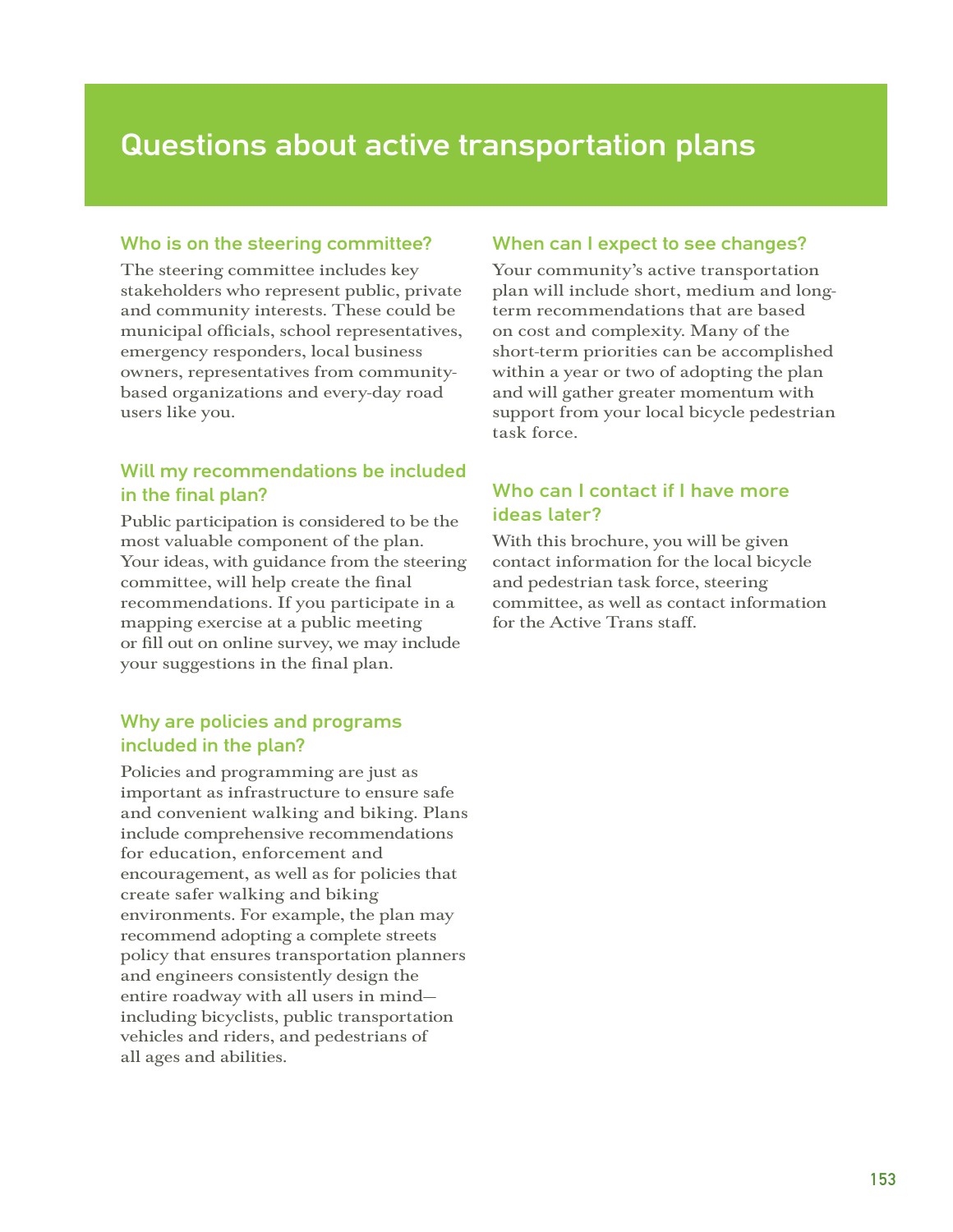# Questions about active transportation plans

## Who is on the steering committee?

The steering committee includes key stakeholders who represent public, private and community interests. These could be municipal officials, school representatives, emergency responders, local business owners, representatives from community-based organizations and every-day road users like you.

## Will my recommendations be included in the final plan?

Public participation is considered to be the most valuable component of the plan. Your ideas, with guidance from the steering committee, will help create the final recommendations. If you participate in a mapping exercise at a public meeting or fill out on online survey, we may include your suggestions in the final plan.

## Why are policies and programs included in the plan?

Policies and programming are just as important as infrastructure to ensure safe and convenient walking and biking. Plans include comprehensive recommendations for education, enforcement and encouragement, as well as for policies that create safer walking and biking environments. For example, the plan may recommend adopting a complete streets policy that ensures transportation planners and engineers consistently design the entire roadway with all users in mind—including bicyclists, public transportation vehicles and riders, and pedestrians of all ages and abilities.

## When can I expect to see changes?

Your community's active transportation plan will include short, medium and long-term recommendations that are based on cost and complexity. Many of the short-term priorities can be accomplished within a year or two of adopting the plan and will gather greater momentum with support from your local bicycle pedestrian task force.

## Who can I contact if I have more ideas later?

With this brochure, you will be given contact information for the local bicycle and pedestrian task force, steering committee, as well as contact information for the Active Trans staff.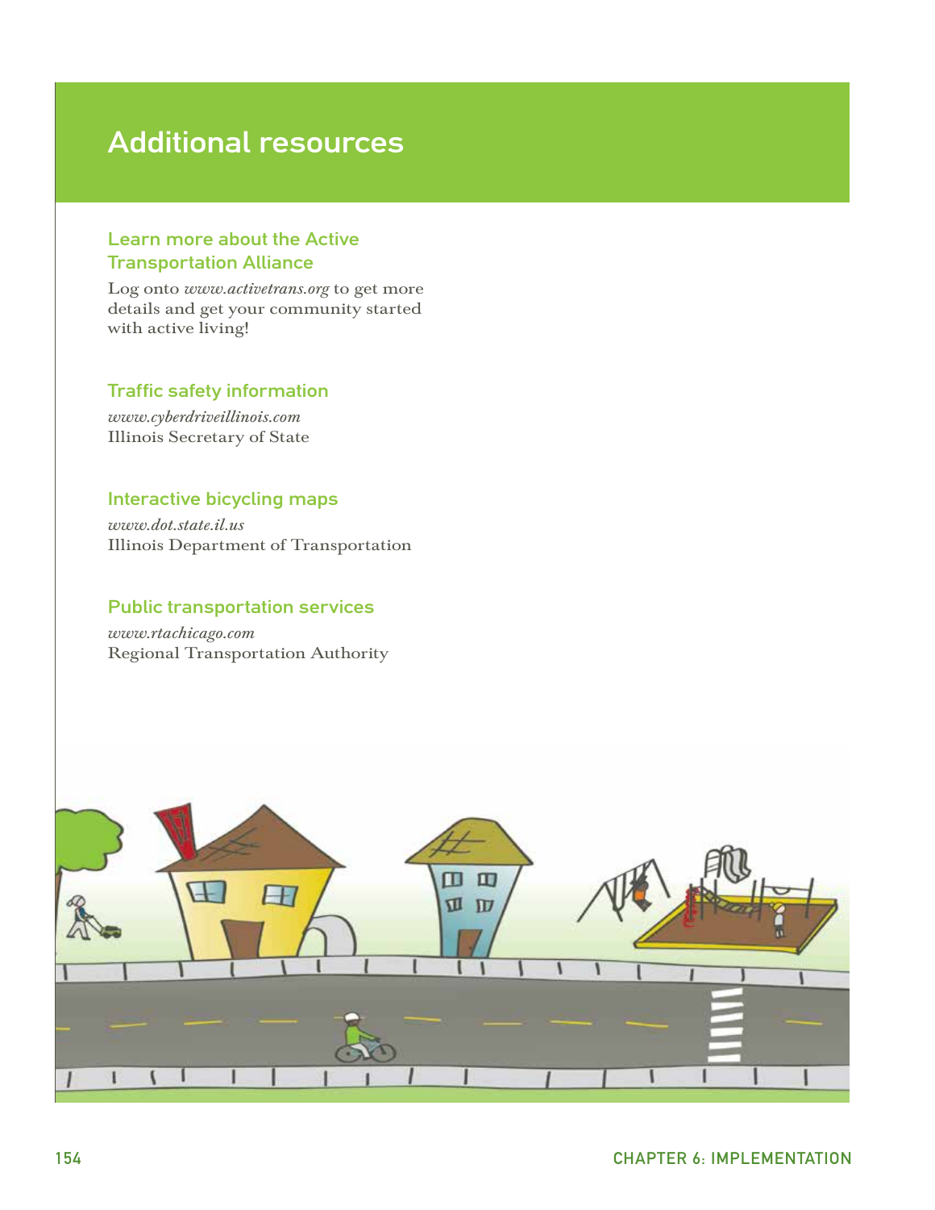# Additional resources

## Learn more about the Active Transportation Alliance

Log onto *www.activetrans.org* to get more details and get your community started with active living!

## Traffic safety information

*www.cyberdriveillinois.com*
Illinois Secretary of State

## Interactive bicycling maps

*www.dot.state.il.us*
Illinois Department of Transportation

## Public transportation services

*www.rtachicago.com*
Regional Transportation Authority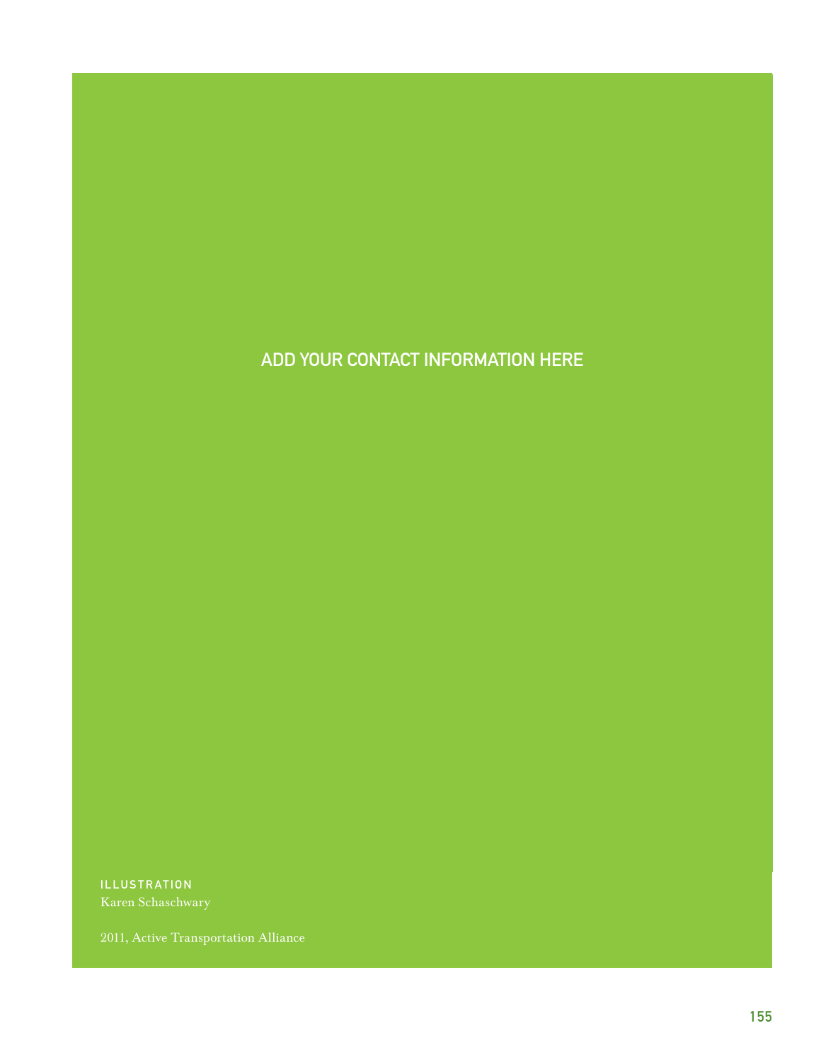ADD YOUR CONTACT INFORMATION HERE

ILLUSTRATION
Karen Schaschwary

2011, Active Transportation Alliance